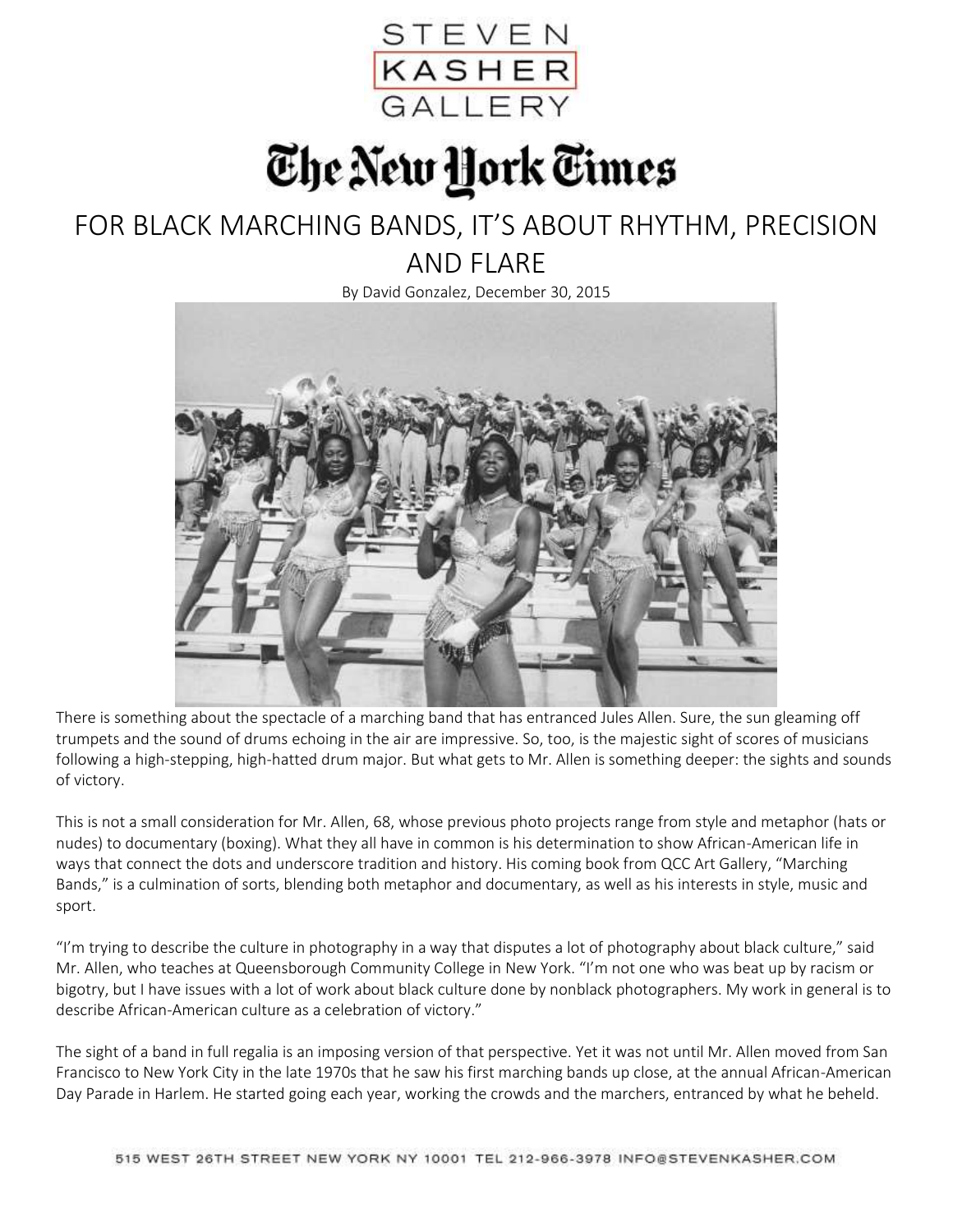STEVEN KASHER GALLERY

The New York Times

# FOR BLACK MARCHING BANDS, IT'S ABOUT RHYTHM, PRECISION AND FLARE

By David Gonzalez, December 30, 2015

There is something about the spectacle of a marching band that has entranced Jules Allen. Sure, the sun gleaming off trumpets and the sound of drums echoing in the air are impressive. So, too, is the majestic sight of scores of musicians following a high-stepping, high-hatted drum major. But what gets to Mr. Allen is something deeper: the sights and sounds of victory.

This is not a small consideration for Mr. Allen, 68, whose previous photo projects range from style and metaphor (hats or nudes) to documentary (boxing). What they all have in common is his determination to show African-American life in ways that connect the dots and underscore tradition and history. His coming book from QCC Art Gallery, "Marching Bands," is a culmination of sorts, blending both metaphor and documentary, as well as his interests in style, music and sport.

"I'm trying to describe the culture in photography in a way that disputes a lot of photography about black culture," said Mr. Allen, who teaches at Queensborough Community College in New York. "I'm not one who was beat up by racism or bigotry, but I have issues with a lot of work about black culture done by nonblack photographers. My work in general is to describe African-American culture as a celebration of victory."

The sight of a band in full regalia is an imposing version of that perspective. Yet it was not until Mr. Allen moved from San Francisco to New York City in the late 1970s that he saw his first marching bands up close, at the annual African-American Day Parade in Harlem. He started going each year, working the crowds and the marchers, entranced by what he beheld.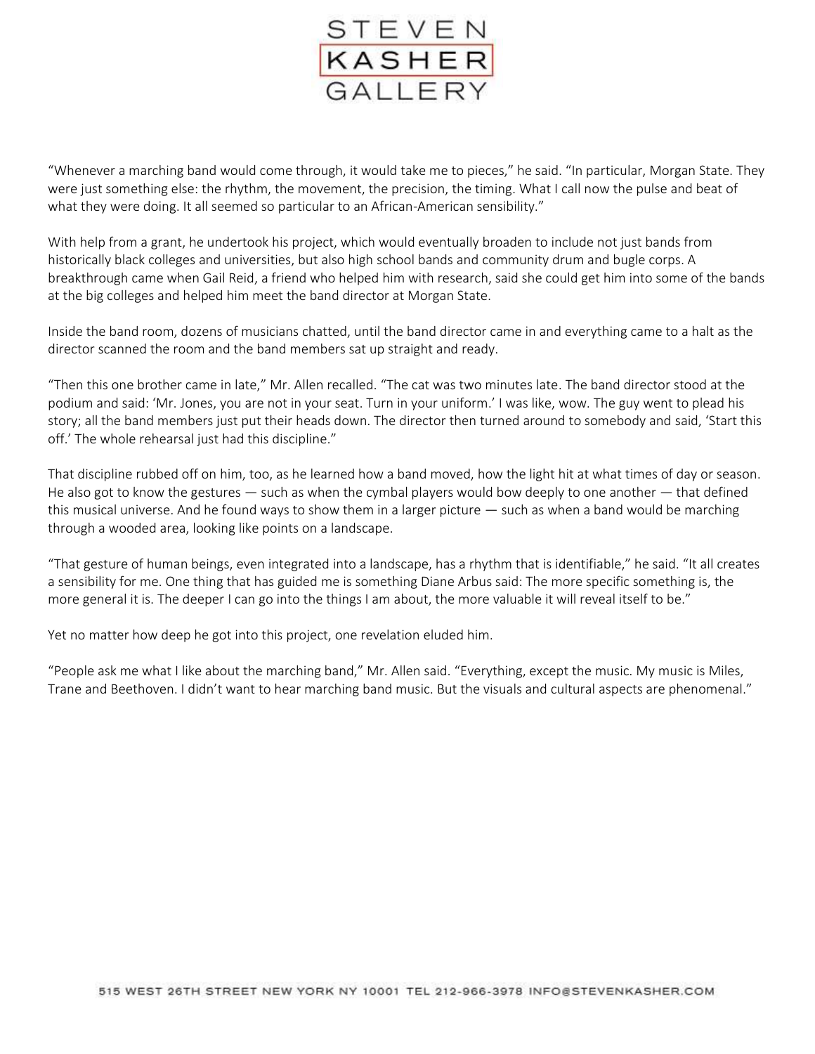"Whenever a marching band would come through, it would take me to pieces," he said. "In particular, Morgan State. They were just something else: the rhythm, the movement, the precision, the timing. What I call now the pulse and beat of what they were doing. It all seemed so particular to an African-American sensibility."

With help from a grant, he undertook his project, which would eventually broaden to include not just bands from historically black colleges and universities, but also high school bands and community drum and bugle corps. A breakthrough came when Gail Reid, a friend who helped him with research, said she could get him into some of the bands at the big colleges and helped him meet the band director at Morgan State.

Inside the band room, dozens of musicians chatted, until the band director came in and everything came to a halt as the director scanned the room and the band members sat up straight and ready.

"Then this one brother came in late," Mr. Allen recalled. "The cat was two minutes late. The band director stood at the podium and said: 'Mr. Jones, you are not in your seat. Turn in your uniform.' I was like, wow. The guy went to plead his story; all the band members just put their heads down. The director then turned around to somebody and said, 'Start this off.' The whole rehearsal just had this discipline."

That discipline rubbed off on him, too, as he learned how a band moved, how the light hit at what times of day or season. He also got to know the gestures — such as when the cymbal players would bow deeply to one another — that defined this musical universe. And he found ways to show them in a larger picture — such as when a band would be marching through a wooded area, looking like points on a landscape.

"That gesture of human beings, even integrated into a landscape, has a rhythm that is identifiable," he said. "It all creates a sensibility for me. One thing that has guided me is something Diane Arbus said: The more specific something is, the more general it is. The deeper I can go into the things I am about, the more valuable it will reveal itself to be."

Yet no matter how deep he got into this project, one revelation eluded him.

"People ask me what I like about the marching band," Mr. Allen said. "Everything, except the music. My music is Miles, Trane and Beethoven. I didn't want to hear marching band music. But the visuals and cultural aspects are phenomenal."